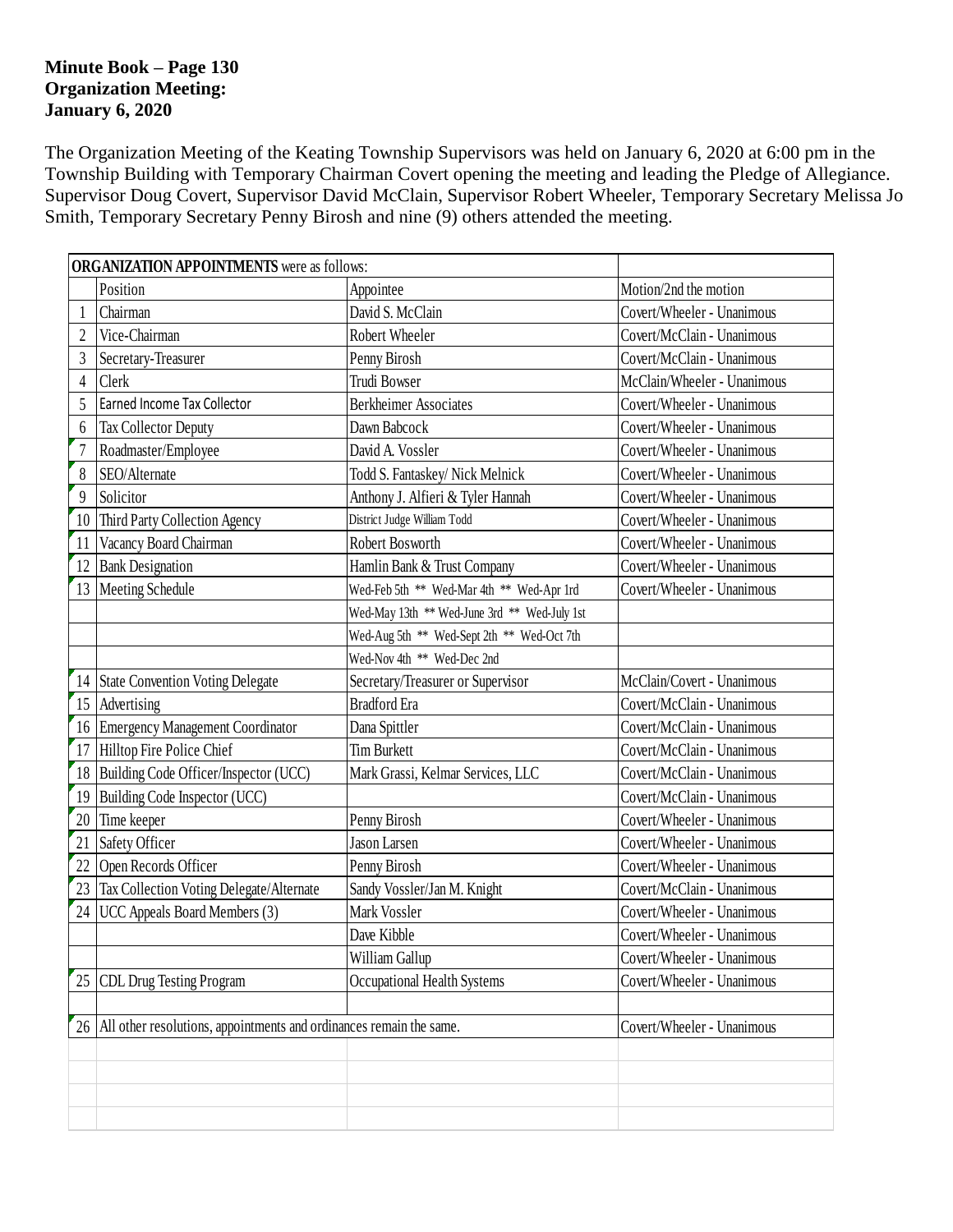**Minute Book – Page 130**
**Organization Meeting:**
**January 6, 2020**

The Organization Meeting of the Keating Township Supervisors was held on January 6, 2020 at 6:00 pm in the Township Building with Temporary Chairman Covert opening the meeting and leading the Pledge of Allegiance. Supervisor Doug Covert, Supervisor David McClain, Supervisor Robert Wheeler, Temporary Secretary Melissa Jo Smith, Temporary Secretary Penny Birosh and nine (9) others attended the meeting.

| **ORGANIZATION APPOINTMENTS** were as follows: | | | |
|---|---|---|---|
| | Position | Appointee | Motion/2nd the motion |
| 1 | Chairman | David S. McClain | Covert/Wheeler - Unanimous |
| 2 | Vice-Chairman | Robert Wheeler | Covert/McClain - Unanimous |
| 3 | Secretary-Treasurer | Penny Birosh | Covert/McClain - Unanimous |
| 4 | Clerk | Trudi Bowser | McClain/Wheeler - Unanimous |
| 5 | Earned Income Tax Collector | Berkheimer Associates | Covert/Wheeler - Unanimous |
| 6 | Tax Collector Deputy | Dawn Babcock | Covert/Wheeler - Unanimous |
| 7 | Roadmaster/Employee | David A. Vossler | Covert/Wheeler - Unanimous |
| 8 | SEO/Alternate | Todd S. Fantaskey/ Nick Melnick | Covert/Wheeler - Unanimous |
| 9 | Solicitor | Anthony J. Alfieri & Tyler Hannah | Covert/Wheeler - Unanimous |
| 10 | Third Party Collection Agency | District Judge William Todd | Covert/Wheeler - Unanimous |
| 11 | Vacancy Board Chairman | Robert Bosworth | Covert/Wheeler - Unanimous |
| 12 | Bank Designation | Hamlin Bank & Trust Company | Covert/Wheeler - Unanimous |
| 13 | Meeting Schedule | Wed-Feb 5th ** Wed-Mar 4th ** Wed-Apr 1rd | Covert/Wheeler - Unanimous |
| | | Wed-May 13th ** Wed-June 3rd ** Wed-July 1st | |
| | | Wed-Aug 5th ** Wed-Sept 2th ** Wed-Oct 7th | |
| | | Wed-Nov 4th ** Wed-Dec 2nd | |
| 14 | State Convention Voting Delegate | Secretary/Treasurer or Supervisor | McClain/Covert - Unanimous |
| 15 | Advertising | Bradford Era | Covert/McClain - Unanimous |
| 16 | Emergency Management Coordinator | Dana Spittler | Covert/McClain - Unanimous |
| 17 | Hilltop Fire Police Chief | Tim Burkett | Covert/McClain - Unanimous |
| 18 | Building Code Officer/Inspector (UCC) | Mark Grassi, Kelmar Services, LLC | Covert/McClain - Unanimous |
| 19 | Building Code Inspector (UCC) | | Covert/McClain - Unanimous |
| 20 | Time keeper | Penny Birosh | Covert/Wheeler - Unanimous |
| 21 | Safety Officer | Jason Larsen | Covert/Wheeler - Unanimous |
| 22 | Open Records Officer | Penny Birosh | Covert/Wheeler - Unanimous |
| 23 | Tax Collection Voting Delegate/Alternate | Sandy Vossler/Jan M. Knight | Covert/McClain - Unanimous |
| 24 | UCC Appeals Board Members (3) | Mark Vossler | Covert/Wheeler - Unanimous |
| | | Dave Kibble | Covert/Wheeler - Unanimous |
| | | William Gallup | Covert/Wheeler - Unanimous |
| 25 | CDL Drug Testing Program | Occupational Health Systems | Covert/Wheeler - Unanimous |
| | | | |
| 26 | All other resolutions, appointments and ordinances remain the same. | | Covert/Wheeler - Unanimous |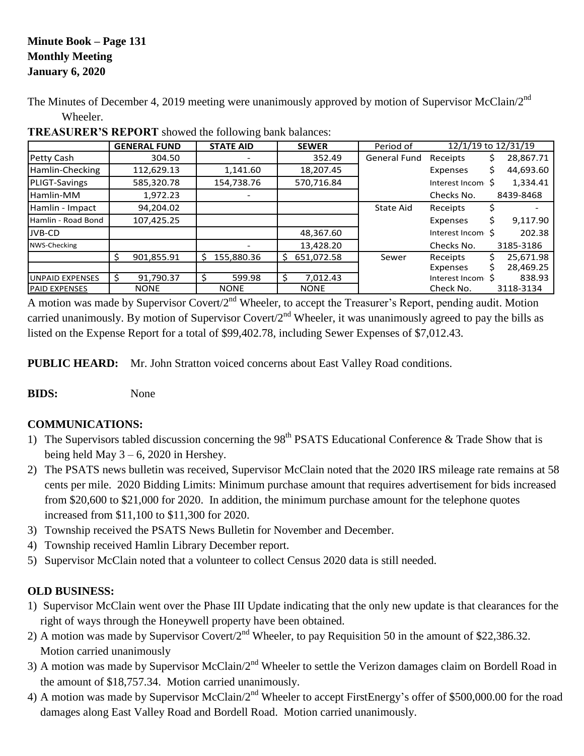**Minute Book – Page 131**
**Monthly Meeting**
**January 6, 2020**

The Minutes of December 4, 2019 meeting were unanimously approved by motion of Supervisor McClain/2nd Wheeler.

**TREASURER'S REPORT** showed the following bank balances:

| | GENERAL FUND | STATE AID | SEWER | Period of | 12/1/19 to 12/31/19 | |
|---|---|---|---|---|---|---|
| Petty Cash | 304.50 | - | 352.49 | General Fund | Receipts | $ 28,867.71 |
| Hamlin-Checking | 112,629.13 | 1,141.60 | 18,207.45 | | Expenses | $ 44,693.60 |
| PLIGT-Savings | 585,320.78 | 154,738.76 | 570,716.84 | | Interest Income | $ 1,334.41 |
| Hamlin-MM | 1,972.23 | - | | | Checks No. | 8439-8468 |
| Hamlin - Impact | 94,204.02 | | | State Aid | Receipts | $ - |
| Hamlin - Road Bond | 107,425.25 | | | | Expenses | $ 9,117.90 |
| JVB-CD | | | 48,367.60 | | Interest Income | $ 202.38 |
| NWS-Checking | | - | 13,428.20 | | Checks No. | 3185-3186 |
| | $ 901,855.91 | $ 155,880.36 | $ 651,072.58 | Sewer | Receipts | $ 25,671.98 |
| | | | | | Expenses | $ 28,469.25 |
| UNPAID EXPENSES | $ 91,790.37 | $ 599.98 | $ 7,012.43 | | Interest Income | $ 838.93 |
| PAID EXPENSES | NONE | NONE | NONE | | Check No. | 3118-3134 |

A motion was made by Supervisor Covert/2nd Wheeler, to accept the Treasurer's Report, pending audit. Motion carried unanimously. By motion of Supervisor Covert/2nd Wheeler, it was unanimously agreed to pay the bills as listed on the Expense Report for a total of $99,402.78, including Sewer Expenses of $7,012.43.

**PUBLIC HEARD:** Mr. John Stratton voiced concerns about East Valley Road conditions.

**BIDS:** None

**COMMUNICATIONS:**

1) The Supervisors tabled discussion concerning the 98th PSATS Educational Conference & Trade Show that is being held May 3 – 6, 2020 in Hershey.
2) The PSATS news bulletin was received, Supervisor McClain noted that the 2020 IRS mileage rate remains at 58 cents per mile. 2020 Bidding Limits: Minimum purchase amount that requires advertisement for bids increased from $20,600 to $21,000 for 2020. In addition, the minimum purchase amount for the telephone quotes increased from $11,100 to $11,300 for 2020.
3) Township received the PSATS News Bulletin for November and December.
4) Township received Hamlin Library December report.
5) Supervisor McClain noted that a volunteer to collect Census 2020 data is still needed.

**OLD BUSINESS:**

1) Supervisor McClain went over the Phase III Update indicating that the only new update is that clearances for the right of ways through the Honeywell property have been obtained.
2) A motion was made by Supervisor Covert/2nd Wheeler, to pay Requisition 50 in the amount of $22,386.32. Motion carried unanimously
3) A motion was made by Supervisor McClain/2nd Wheeler to settle the Verizon damages claim on Bordell Road in the amount of $18,757.34. Motion carried unanimously.
4) A motion was made by Supervisor McClain/2nd Wheeler to accept FirstEnergy's offer of $500,000.00 for the road damages along East Valley Road and Bordell Road. Motion carried unanimously.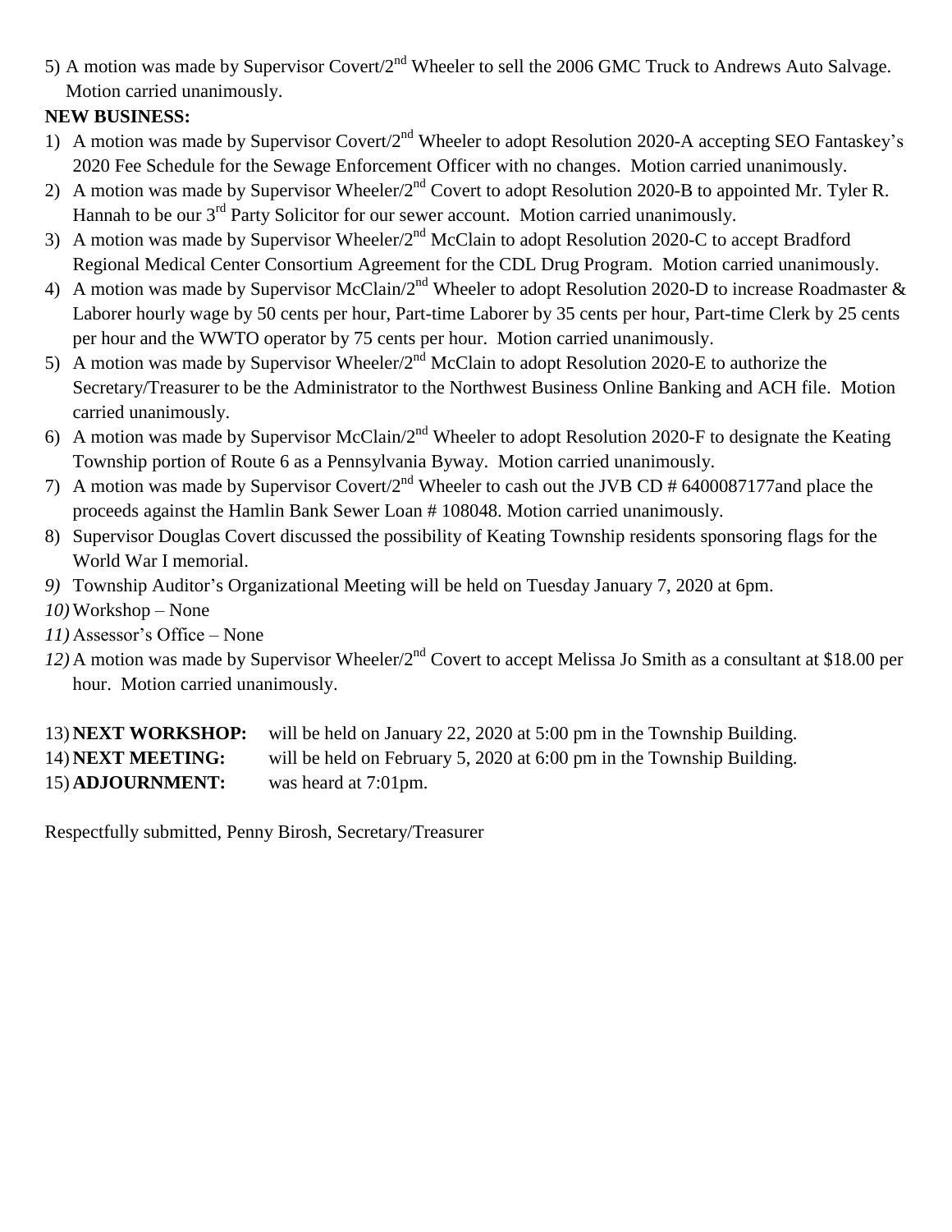5) A motion was made by Supervisor Covert/2nd Wheeler to sell the 2006 GMC Truck to Andrews Auto Salvage. Motion carried unanimously.

**NEW BUSINESS:**

1) A motion was made by Supervisor Covert/2nd Wheeler to adopt Resolution 2020-A accepting SEO Fantaskey's 2020 Fee Schedule for the Sewage Enforcement Officer with no changes. Motion carried unanimously.
2) A motion was made by Supervisor Wheeler/2nd Covert to adopt Resolution 2020-B to appointed Mr. Tyler R. Hannah to be our 3rd Party Solicitor for our sewer account. Motion carried unanimously.
3) A motion was made by Supervisor Wheeler/2nd McClain to adopt Resolution 2020-C to accept Bradford Regional Medical Center Consortium Agreement for the CDL Drug Program. Motion carried unanimously.
4) A motion was made by Supervisor McClain/2nd Wheeler to adopt Resolution 2020-D to increase Roadmaster & Laborer hourly wage by 50 cents per hour, Part-time Laborer by 35 cents per hour, Part-time Clerk by 25 cents per hour and the WWTO operator by 75 cents per hour. Motion carried unanimously.
5) A motion was made by Supervisor Wheeler/2nd McClain to adopt Resolution 2020-E to authorize the Secretary/Treasurer to be the Administrator to the Northwest Business Online Banking and ACH file. Motion carried unanimously.
6) A motion was made by Supervisor McClain/2nd Wheeler to adopt Resolution 2020-F to designate the Keating Township portion of Route 6 as a Pennsylvania Byway. Motion carried unanimously.
7) A motion was made by Supervisor Covert/2nd Wheeler to cash out the JVB CD # 6400087177and place the proceeds against the Hamlin Bank Sewer Loan # 108048. Motion carried unanimously.
8) Supervisor Douglas Covert discussed the possibility of Keating Township residents sponsoring flags for the World War I memorial.
9) Township Auditor's Organizational Meeting will be held on Tuesday January 7, 2020 at 6pm.
10) Workshop – None
11) Assessor's Office – None
12) A motion was made by Supervisor Wheeler/2nd Covert to accept Melissa Jo Smith as a consultant at $18.00 per hour. Motion carried unanimously.

13) **NEXT WORKSHOP:** will be held on January 22, 2020 at 5:00 pm in the Township Building.
14) **NEXT MEETING:** will be held on February 5, 2020 at 6:00 pm in the Township Building.
15) **ADJOURNMENT:** was heard at 7:01pm.

Respectfully submitted, Penny Birosh, Secretary/Treasurer